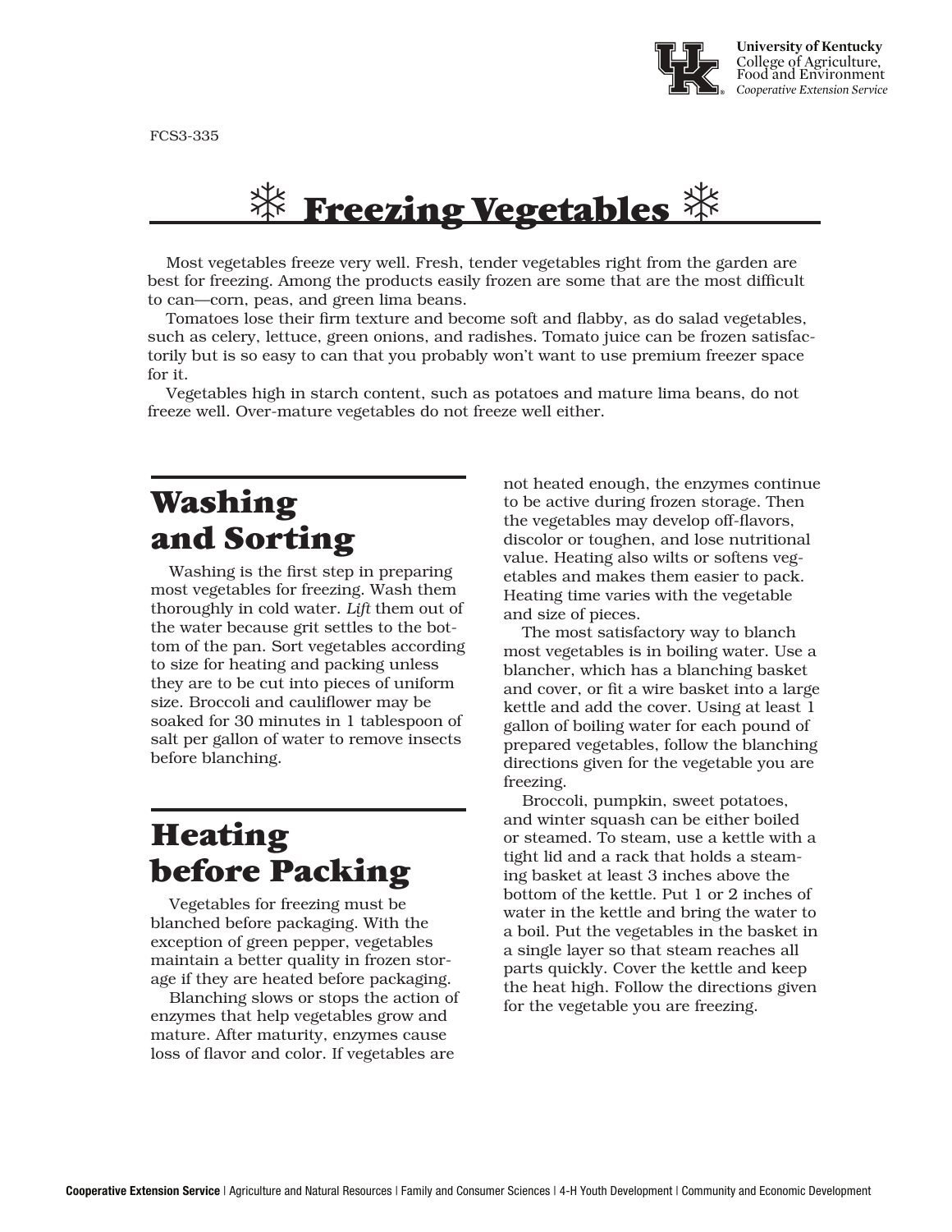FCS3-335

# ❄ Freezing Vegetables ❄

Most vegetables freeze very well. Fresh, tender vegetables right from the garden are best for freezing. Among the products easily frozen are some that are the most difficult to can—corn, peas, and green lima beans.

Tomatoes lose their firm texture and become soft and flabby, as do salad vegetables, such as celery, lettuce, green onions, and radishes. Tomato juice can be frozen satisfactorily but is so easy to can that you probably won't want to use premium freezer space for it.

Vegetables high in starch content, such as potatoes and mature lima beans, do not freeze well. Over-mature vegetables do not freeze well either.

## Washing and Sorting

Washing is the first step in preparing most vegetables for freezing. Wash them thoroughly in cold water. *Lift* them out of the water because grit settles to the bottom of the pan. Sort vegetables according to size for heating and packing unless they are to be cut into pieces of uniform size. Broccoli and cauliflower may be soaked for 30 minutes in 1 tablespoon of salt per gallon of water to remove insects before blanching.

## Heating before Packing

Vegetables for freezing must be blanched before packaging. With the exception of green pepper, vegetables maintain a better quality in frozen storage if they are heated before packaging.

Blanching slows or stops the action of enzymes that help vegetables grow and mature. After maturity, enzymes cause loss of flavor and color. If vegetables are not heated enough, the enzymes continue to be active during frozen storage. Then the vegetables may develop off-flavors, discolor or toughen, and lose nutritional value. Heating also wilts or softens vegetables and makes them easier to pack. Heating time varies with the vegetable and size of pieces.

The most satisfactory way to blanch most vegetables is in boiling water. Use a blancher, which has a blanching basket and cover, or fit a wire basket into a large kettle and add the cover. Using at least 1 gallon of boiling water for each pound of prepared vegetables, follow the blanching directions given for the vegetable you are freezing.

Broccoli, pumpkin, sweet potatoes, and winter squash can be either boiled or steamed. To steam, use a kettle with a tight lid and a rack that holds a steaming basket at least 3 inches above the bottom of the kettle. Put 1 or 2 inches of water in the kettle and bring the water to a boil. Put the vegetables in the basket in a single layer so that steam reaches all parts quickly. Cover the kettle and keep the heat high. Follow the directions given for the vegetable you are freezing.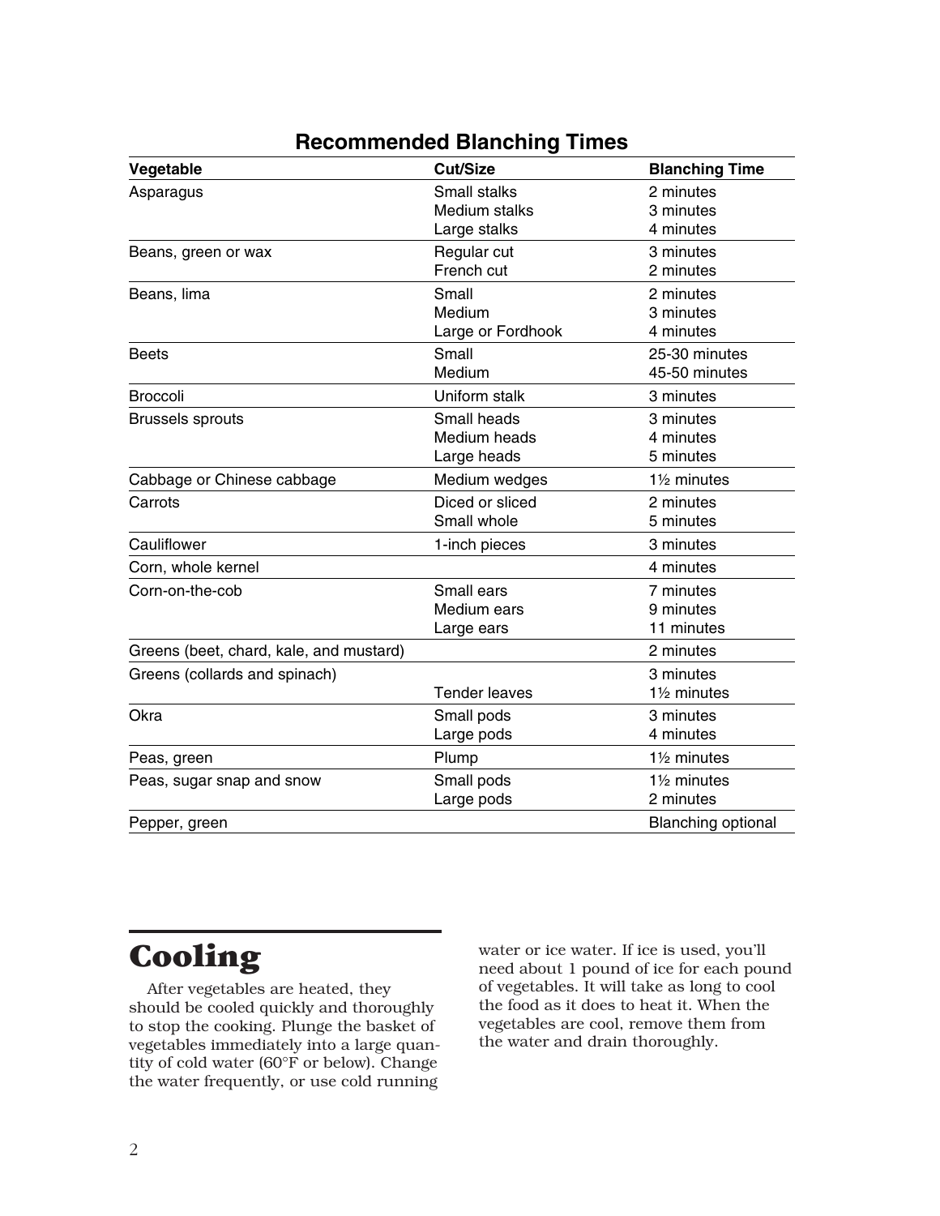## Recommended Blanching Times

| Vegetable | Cut/Size | Blanching Time |
|---|---|---|
| Asparagus | Small stalks | 2 minutes |
| | Medium stalks | 3 minutes |
| | Large stalks | 4 minutes |
| Beans, green or wax | Regular cut | 3 minutes |
| | French cut | 2 minutes |
| Beans, lima | Small | 2 minutes |
| | Medium | 3 minutes |
| | Large or Fordhook | 4 minutes |
| Beets | Small | 25-30 minutes |
| | Medium | 45-50 minutes |
| Broccoli | Uniform stalk | 3 minutes |
| Brussels sprouts | Small heads | 3 minutes |
| | Medium heads | 4 minutes |
| | Large heads | 5 minutes |
| Cabbage or Chinese cabbage | Medium wedges | 1½ minutes |
| Carrots | Diced or sliced | 2 minutes |
| | Small whole | 5 minutes |
| Cauliflower | 1-inch pieces | 3 minutes |
| Corn, whole kernel | | 4 minutes |
| Corn-on-the-cob | Small ears | 7 minutes |
| | Medium ears | 9 minutes |
| | Large ears | 11 minutes |
| Greens (beet, chard, kale, and mustard) | | 2 minutes |
| Greens (collards and spinach) | | 3 minutes |
| | Tender leaves | 1½ minutes |
| Okra | Small pods | 3 minutes |
| | Large pods | 4 minutes |
| Peas, green | Plump | 1½ minutes |
| Peas, sugar snap and snow | Small pods | 1½ minutes |
| | Large pods | 2 minutes |
| Pepper, green | | Blanching optional |

# Cooling

After vegetables are heated, they should be cooled quickly and thoroughly to stop the cooking. Plunge the basket of vegetables immediately into a large quantity of cold water (60°F or below). Change the water frequently, or use cold running water or ice water. If ice is used, you'll need about 1 pound of ice for each pound of vegetables. It will take as long to cool the food as it does to heat it. When the vegetables are cool, remove them from the water and drain thoroughly.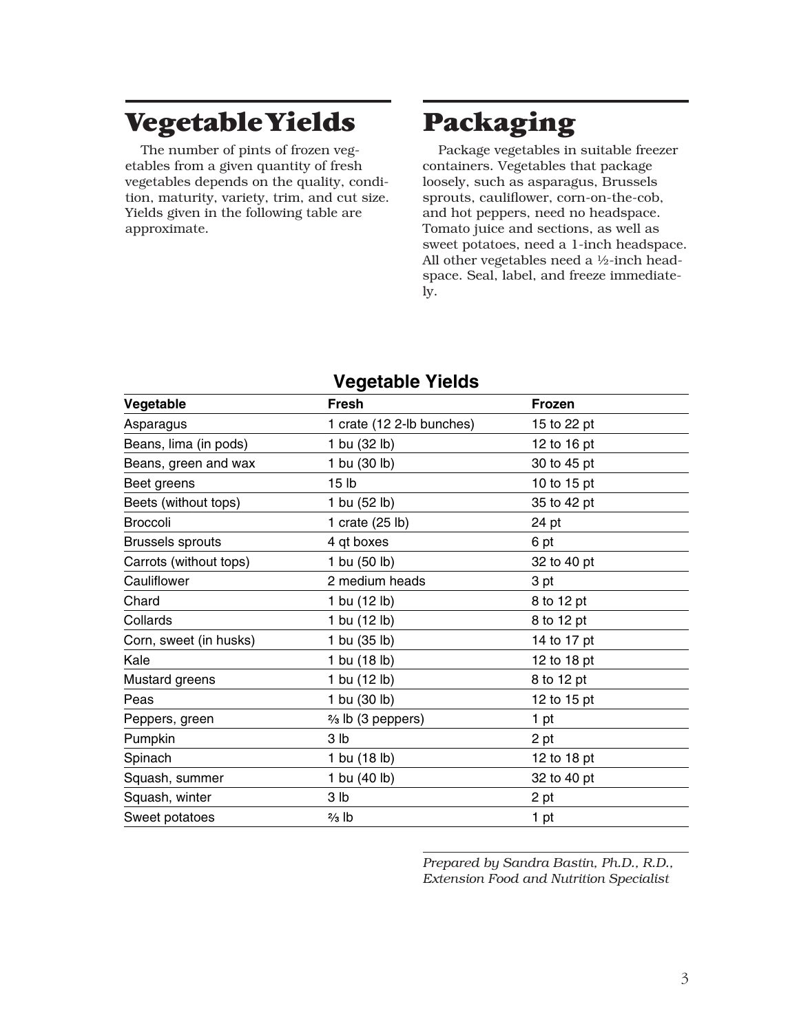## Vegetable Yields

The number of pints of frozen vegetables from a given quantity of fresh vegetables depends on the quality, condition, maturity, variety, trim, and cut size. Yields given in the following table are approximate.

## Packaging

Package vegetables in suitable freezer containers. Vegetables that package loosely, such as asparagus, Brussels sprouts, cauliflower, corn-on-the-cob, and hot peppers, need no headspace. Tomato juice and sections, as well as sweet potatoes, need a 1-inch headspace. All other vegetables need a ½-inch headspace. Seal, label, and freeze immediately.

### Vegetable Yields

| Vegetable | Fresh | Frozen |
|---|---|---|
| Asparagus | 1 crate (12 2-lb bunches) | 15 to 22 pt |
| Beans, lima (in pods) | 1 bu (32 lb) | 12 to 16 pt |
| Beans, green and wax | 1 bu (30 lb) | 30 to 45 pt |
| Beet greens | 15 lb | 10 to 15 pt |
| Beets (without tops) | 1 bu (52 lb) | 35 to 42 pt |
| Broccoli | 1 crate (25 lb) | 24 pt |
| Brussels sprouts | 4 qt boxes | 6 pt |
| Carrots (without tops) | 1 bu (50 lb) | 32 to 40 pt |
| Cauliflower | 2 medium heads | 3 pt |
| Chard | 1 bu (12 lb) | 8 to 12 pt |
| Collards | 1 bu (12 lb) | 8 to 12 pt |
| Corn, sweet (in husks) | 1 bu (35 lb) | 14 to 17 pt |
| Kale | 1 bu (18 lb) | 12 to 18 pt |
| Mustard greens | 1 bu (12 lb) | 8 to 12 pt |
| Peas | 1 bu (30 lb) | 12 to 15 pt |
| Peppers, green | ⅔ lb (3 peppers) | 1 pt |
| Pumpkin | 3 lb | 2 pt |
| Spinach | 1 bu (18 lb) | 12 to 18 pt |
| Squash, summer | 1 bu (40 lb) | 32 to 40 pt |
| Squash, winter | 3 lb | 2 pt |
| Sweet potatoes | ⅔ lb | 1 pt |

*Prepared by Sandra Bastin, Ph.D., R.D., Extension Food and Nutrition Specialist*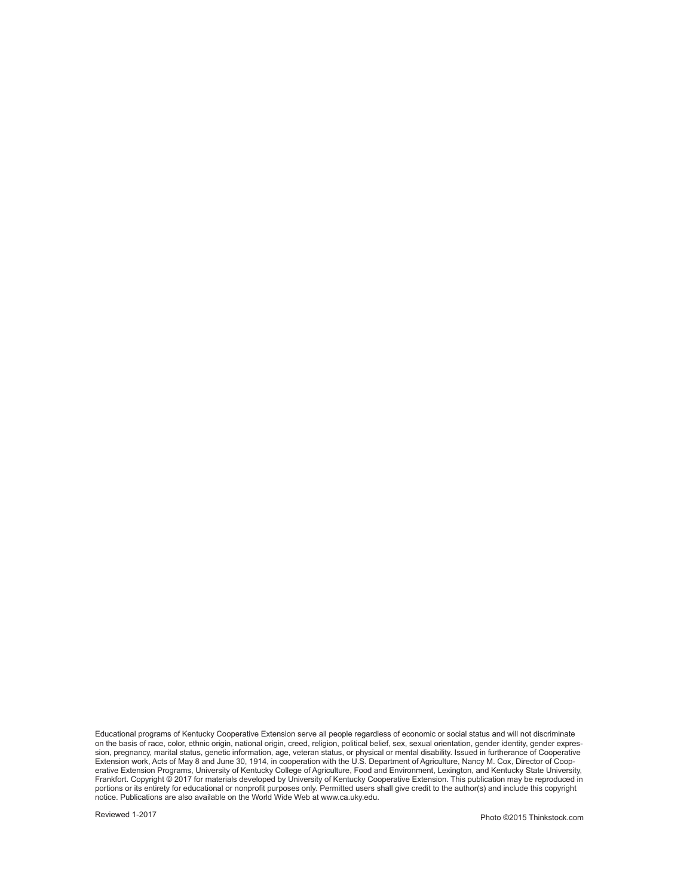Educational programs of Kentucky Cooperative Extension serve all people regardless of economic or social status and will not discriminate on the basis of race, color, ethnic origin, national origin, creed, religion, political belief, sex, sexual orientation, gender identity, gender expression, pregnancy, marital status, genetic information, age, veteran status, or physical or mental disability. Issued in furtherance of Cooperative Extension work, Acts of May 8 and June 30, 1914, in cooperation with the U.S. Department of Agriculture, Nancy M. Cox, Director of Cooperative Extension Programs, University of Kentucky College of Agriculture, Food and Environment, Lexington, and Kentucky State University, Frankfort. Copyright © 2017 for materials developed by University of Kentucky Cooperative Extension. This publication may be reproduced in portions or its entirety for educational or nonprofit purposes only. Permitted users shall give credit to the author(s) and include this copyright notice. Publications are also available on the World Wide Web at www.ca.uky.edu.

Reviewed 1-2017

Photo ©2015 Thinkstock.com